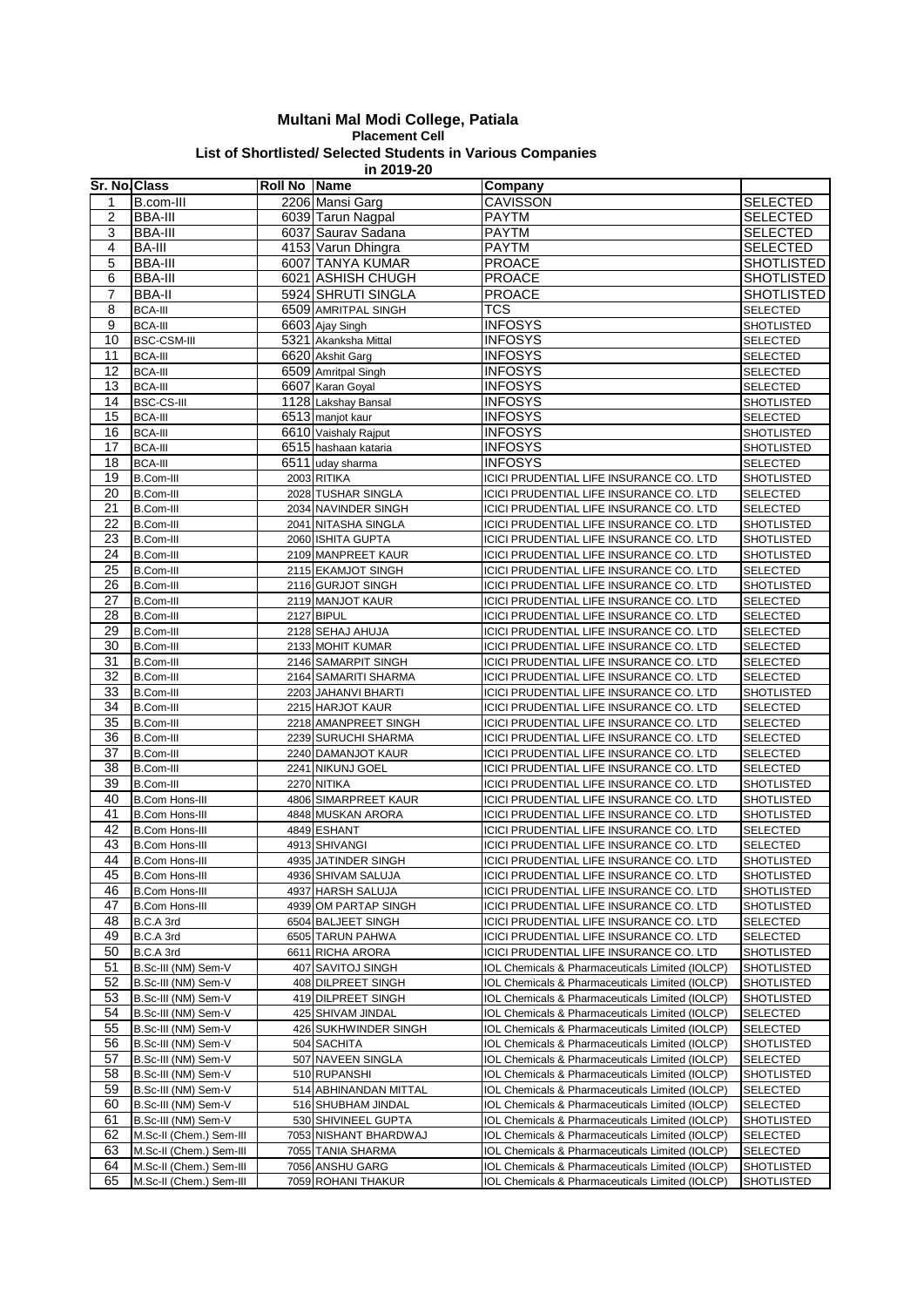# Multani Mal Modi College, Patiala

## Placement Cell

### List of Shortlisted/ Selected Students in Various Companies

### in 2019-20

| Sr. No. | Class | Roll No | Name | Company | |
|---|---|---|---|---|---|
| 1 | B.com-III | 2206 | Mansi Garg | CAVISSON | SELECTED |
| 2 | BBA-III | 6039 | Tarun Nagpal | PAYTM | SELECTED |
| 3 | BBA-III | 6037 | Saurav Sadana | PAYTM | SELECTED |
| 4 | BA-III | 4153 | Varun Dhingra | PAYTM | SELECTED |
| 5 | BBA-III | 6007 | TANYA KUMAR | PROACE | SHOTLISTED |
| 6 | BBA-III | 6021 | ASHISH CHUGH | PROACE | SHOTLISTED |
| 7 | BBA-II | 5924 | SHRUTI SINGLA | PROACE | SHOTLISTED |
| 8 | BCA-III | 6509 | AMRITPAL SINGH | TCS | SELECTED |
| 9 | BCA-III | 6603 | Ajay Singh | INFOSYS | SHOTLISTED |
| 10 | BSC-CSM-III | 5321 | Akanksha Mittal | INFOSYS | SELECTED |
| 11 | BCA-III | 6620 | Akshit Garg | INFOSYS | SELECTED |
| 12 | BCA-III | 6509 | Amritpal Singh | INFOSYS | SELECTED |
| 13 | BCA-III | 6607 | Karan Goyal | INFOSYS | SELECTED |
| 14 | BSC-CS-III | 1128 | Lakshay Bansal | INFOSYS | SHOTLISTED |
| 15 | BCA-III | 6513 | manjot kaur | INFOSYS | SELECTED |
| 16 | BCA-III | 6610 | Vaishaly Rajput | INFOSYS | SHOTLISTED |
| 17 | BCA-III | 6515 | hashaan kataria | INFOSYS | SHOTLISTED |
| 18 | BCA-III | 6511 | uday sharma | INFOSYS | SELECTED |
| 19 | B.Com-III | 2003 | RITIKA | ICICI PRUDENTIAL LIFE INSURANCE CO. LTD | SHOTLISTED |
| 20 | B.Com-III | 2028 | TUSHAR SINGLA | ICICI PRUDENTIAL LIFE INSURANCE CO. LTD | SELECTED |
| 21 | B.Com-III | 2034 | NAVINDER SINGH | ICICI PRUDENTIAL LIFE INSURANCE CO. LTD | SELECTED |
| 22 | B.Com-III | 2041 | NITASHA SINGLA | ICICI PRUDENTIAL LIFE INSURANCE CO. LTD | SHOTLISTED |
| 23 | B.Com-III | 2060 | ISHITA GUPTA | ICICI PRUDENTIAL LIFE INSURANCE CO. LTD | SHOTLISTED |
| 24 | B.Com-III | 2109 | MANPREET KAUR | ICICI PRUDENTIAL LIFE INSURANCE CO. LTD | SHOTLISTED |
| 25 | B.Com-III | 2115 | EKAMJOT SINGH | ICICI PRUDENTIAL LIFE INSURANCE CO. LTD | SELECTED |
| 26 | B.Com-III | 2116 | GURJOT SINGH | ICICI PRUDENTIAL LIFE INSURANCE CO. LTD | SHOTLISTED |
| 27 | B.Com-III | 2119 | MANJOT KAUR | ICICI PRUDENTIAL LIFE INSURANCE CO. LTD | SELECTED |
| 28 | B.Com-III | 2127 | BIPUL | ICICI PRUDENTIAL LIFE INSURANCE CO. LTD | SELECTED |
| 29 | B.Com-III | 2128 | SEHAJ AHUJA | ICICI PRUDENTIAL LIFE INSURANCE CO. LTD | SELECTED |
| 30 | B.Com-III | 2133 | MOHIT KUMAR | ICICI PRUDENTIAL LIFE INSURANCE CO. LTD | SELECTED |
| 31 | B.Com-III | 2146 | SAMARPIT SINGH | ICICI PRUDENTIAL LIFE INSURANCE CO. LTD | SELECTED |
| 32 | B.Com-III | 2164 | SAMARITI SHARMA | ICICI PRUDENTIAL LIFE INSURANCE CO. LTD | SELECTED |
| 33 | B.Com-III | 2203 | JAHANVI BHARTI | ICICI PRUDENTIAL LIFE INSURANCE CO. LTD | SHOTLISTED |
| 34 | B.Com-III | 2215 | HARJOT KAUR | ICICI PRUDENTIAL LIFE INSURANCE CO. LTD | SELECTED |
| 35 | B.Com-III | 2218 | AMANPREET SINGH | ICICI PRUDENTIAL LIFE INSURANCE CO. LTD | SELECTED |
| 36 | B.Com-III | 2239 | SURUCHI SHARMA | ICICI PRUDENTIAL LIFE INSURANCE CO. LTD | SELECTED |
| 37 | B.Com-III | 2240 | DAMANJOT KAUR | ICICI PRUDENTIAL LIFE INSURANCE CO. LTD | SELECTED |
| 38 | B.Com-III | 2241 | NIKUNJ GOEL | ICICI PRUDENTIAL LIFE INSURANCE CO. LTD | SELECTED |
| 39 | B.Com-III | 2270 | NITIKA | ICICI PRUDENTIAL LIFE INSURANCE CO. LTD | SHOTLISTED |
| 40 | B.Com Hons-III | 4806 | SIMARPREET KAUR | ICICI PRUDENTIAL LIFE INSURANCE CO. LTD | SHOTLISTED |
| 41 | B.Com Hons-III | 4848 | MUSKAN ARORA | ICICI PRUDENTIAL LIFE INSURANCE CO. LTD | SHOTLISTED |
| 42 | B.Com Hons-III | 4849 | ESHANT | ICICI PRUDENTIAL LIFE INSURANCE CO. LTD | SELECTED |
| 43 | B.Com Hons-III | 4913 | SHIVANGI | ICICI PRUDENTIAL LIFE INSURANCE CO. LTD | SELECTED |
| 44 | B.Com Hons-III | 4935 | JATINDER SINGH | ICICI PRUDENTIAL LIFE INSURANCE CO. LTD | SHOTLISTED |
| 45 | B.Com Hons-III | 4936 | SHIVAM SALUJA | ICICI PRUDENTIAL LIFE INSURANCE CO. LTD | SHOTLISTED |
| 46 | B.Com Hons-III | 4937 | HARSH SALUJA | ICICI PRUDENTIAL LIFE INSURANCE CO. LTD | SHOTLISTED |
| 47 | B.Com Hons-III | 4939 | OM PARTAP SINGH | ICICI PRUDENTIAL LIFE INSURANCE CO. LTD | SHOTLISTED |
| 48 | B.C.A 3rd | 6504 | BALJEET SINGH | ICICI PRUDENTIAL LIFE INSURANCE CO. LTD | SELECTED |
| 49 | B.C.A 3rd | 6505 | TARUN PAHWA | ICICI PRUDENTIAL LIFE INSURANCE CO. LTD | SELECTED |
| 50 | B.C.A 3rd | 6611 | RICHA ARORA | ICICI PRUDENTIAL LIFE INSURANCE CO. LTD | SHOTLISTED |
| 51 | B.Sc-III (NM) Sem-V | 407 | SAVITOJ SINGH | IOL Chemicals & Pharmaceuticals Limited (IOLCP) | SHOTLISTED |
| 52 | B.Sc-III (NM) Sem-V | 408 | DILPREET SINGH | IOL Chemicals & Pharmaceuticals Limited (IOLCP) | SHOTLISTED |
| 53 | B.Sc-III (NM) Sem-V | 419 | DILPREET SINGH | IOL Chemicals & Pharmaceuticals Limited (IOLCP) | SHOTLISTED |
| 54 | B.Sc-III (NM) Sem-V | 425 | SHIVAM JINDAL | IOL Chemicals & Pharmaceuticals Limited (IOLCP) | SELECTED |
| 55 | B.Sc-III (NM) Sem-V | 426 | SUKHWINDER SINGH | IOL Chemicals & Pharmaceuticals Limited (IOLCP) | SELECTED |
| 56 | B.Sc-III (NM) Sem-V | 504 | SACHITA | IOL Chemicals & Pharmaceuticals Limited (IOLCP) | SHOTLISTED |
| 57 | B.Sc-III (NM) Sem-V | 507 | NAVEEN SINGLA | IOL Chemicals & Pharmaceuticals Limited (IOLCP) | SELECTED |
| 58 | B.Sc-III (NM) Sem-V | 510 | RUPANSHI | IOL Chemicals & Pharmaceuticals Limited (IOLCP) | SHOTLISTED |
| 59 | B.Sc-III (NM) Sem-V | 514 | ABHINANDAN MITTAL | IOL Chemicals & Pharmaceuticals Limited (IOLCP) | SELECTED |
| 60 | B.Sc-III (NM) Sem-V | 516 | SHUBHAM JINDAL | IOL Chemicals & Pharmaceuticals Limited (IOLCP) | SELECTED |
| 61 | B.Sc-III (NM) Sem-V | 530 | SHIVINEEL GUPTA | IOL Chemicals & Pharmaceuticals Limited (IOLCP) | SHOTLISTED |
| 62 | M.Sc-II (Chem.) Sem-III | 7053 | NISHANT BHARDWAJ | IOL Chemicals & Pharmaceuticals Limited (IOLCP) | SELECTED |
| 63 | M.Sc-II (Chem.) Sem-III | 7055 | TANIA SHARMA | IOL Chemicals & Pharmaceuticals Limited (IOLCP) | SELECTED |
| 64 | M.Sc-II (Chem.) Sem-III | 7056 | ANSHU GARG | IOL Chemicals & Pharmaceuticals Limited (IOLCP) | SHOTLISTED |
| 65 | M.Sc-II (Chem.) Sem-III | 7059 | ROHANI THAKUR | IOL Chemicals & Pharmaceuticals Limited (IOLCP) | SHOTLISTED |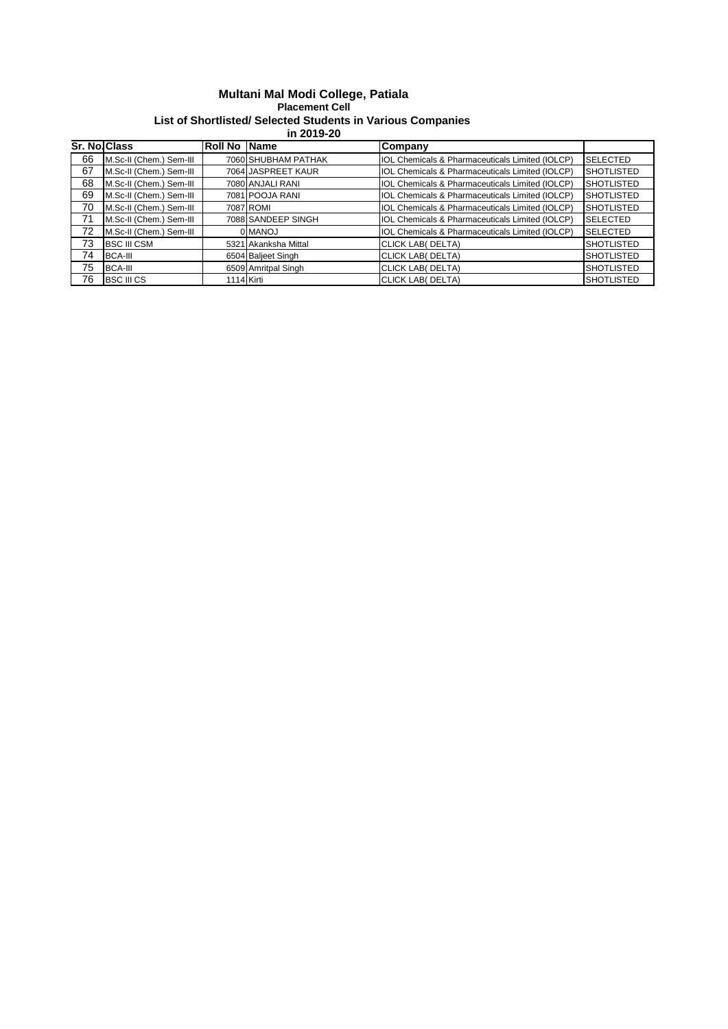# Multani Mal Modi College, Patiala

## Placement Cell

### List of Shortlisted/ Selected Students in Various Companies

### in 2019-20

| Sr. No. | Class | Roll No | Name | Company | |
|---|---|---|---|---|---|
| 66 | M.Sc-II (Chem.) Sem-III | 7060 | SHUBHAM PATHAK | IOL Chemicals & Pharmaceuticals Limited (IOLCP) | SELECTED |
| 67 | M.Sc-II (Chem.) Sem-III | 7064 | JASPREET KAUR | IOL Chemicals & Pharmaceuticals Limited (IOLCP) | SHOTLISTED |
| 68 | M.Sc-II (Chem.) Sem-III | 7080 | ANJALI RANI | IOL Chemicals & Pharmaceuticals Limited (IOLCP) | SHOTLISTED |
| 69 | M.Sc-II (Chem.) Sem-III | 7081 | POOJA RANI | IOL Chemicals & Pharmaceuticals Limited (IOLCP) | SHOTLISTED |
| 70 | M.Sc-II (Chem.) Sem-III | 7087 | ROMI | IOL Chemicals & Pharmaceuticals Limited (IOLCP) | SHOTLISTED |
| 71 | M.Sc-II (Chem.) Sem-III | 7088 | SANDEEP SINGH | IOL Chemicals & Pharmaceuticals Limited (IOLCP) | SELECTED |
| 72 | M.Sc-II (Chem.) Sem-III | 0 | MANOJ | IOL Chemicals & Pharmaceuticals Limited (IOLCP) | SELECTED |
| 73 | BSC III CSM | 5321 | Akanksha Mittal | CLICK LAB( DELTA) | SHOTLISTED |
| 74 | BCA-III | 6504 | Baljeet Singh | CLICK LAB( DELTA) | SHOTLISTED |
| 75 | BCA-III | 6509 | Amritpal Singh | CLICK LAB( DELTA) | SHOTLISTED |
| 76 | BSC III CS | 1114 | Kirti | CLICK LAB( DELTA) | SHOTLISTED |